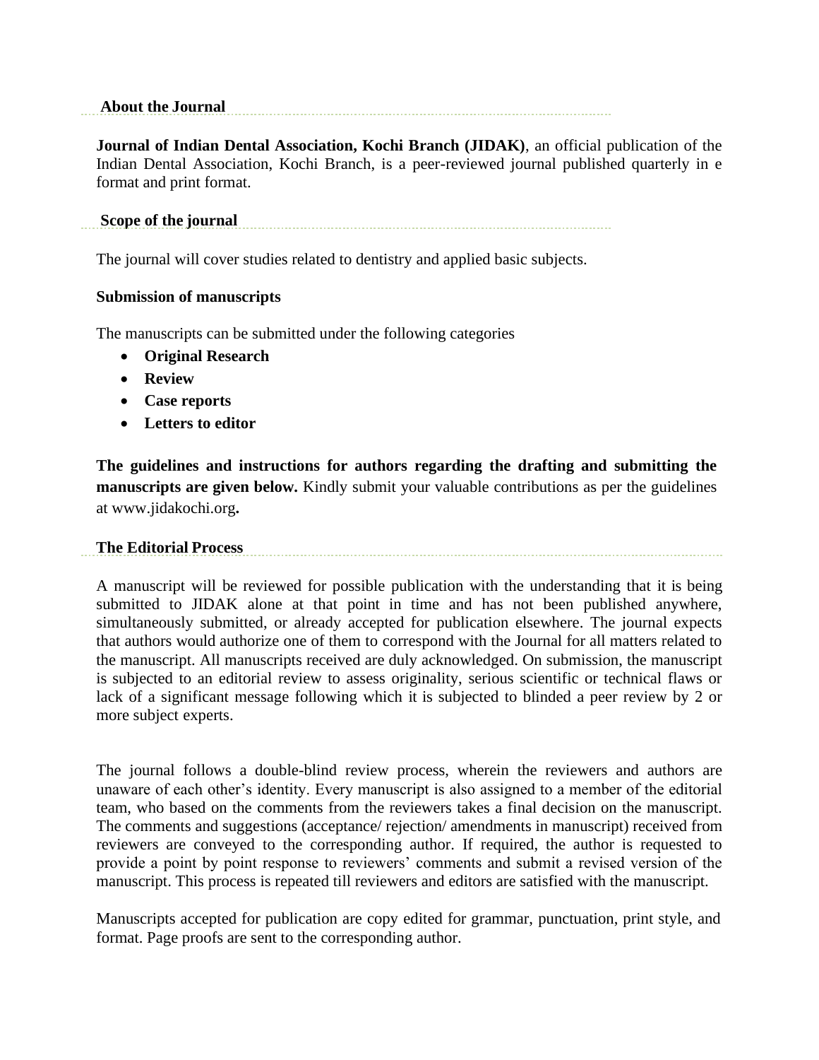## About the Journal

**Journal of Indian Dental Association, Kochi Branch (JIDAK)**, an official publication of the Indian Dental Association, Kochi Branch, is a peer-reviewed journal published quarterly in e format and print format.

## Scope of the journal

The journal will cover studies related to dentistry and applied basic subjects.

## Submission of manuscripts

The manuscripts can be submitted under the following categories

- **Original Research**
- **Review**
- **Case reports**
- **Letters to editor**

**The guidelines and instructions for authors regarding the drafting and submitting the manuscripts are given below.** Kindly submit your valuable contributions as per the guidelines at www.jidakochi.org**.**

## The Editorial Process

A manuscript will be reviewed for possible publication with the understanding that it is being submitted to JIDAK alone at that point in time and has not been published anywhere, simultaneously submitted, or already accepted for publication elsewhere. The journal expects that authors would authorize one of them to correspond with the Journal for all matters related to the manuscript. All manuscripts received are duly acknowledged. On submission, the manuscript is subjected to an editorial review to assess originality, serious scientific or technical flaws or lack of a significant message following which it is subjected to blinded a peer review by 2 or more subject experts.

The journal follows a double-blind review process, wherein the reviewers and authors are unaware of each other's identity. Every manuscript is also assigned to a member of the editorial team, who based on the comments from the reviewers takes a final decision on the manuscript. The comments and suggestions (acceptance/ rejection/ amendments in manuscript) received from reviewers are conveyed to the corresponding author. If required, the author is requested to provide a point by point response to reviewers' comments and submit a revised version of the manuscript. This process is repeated till reviewers and editors are satisfied with the manuscript.

Manuscripts accepted for publication are copy edited for grammar, punctuation, print style, and format. Page proofs are sent to the corresponding author.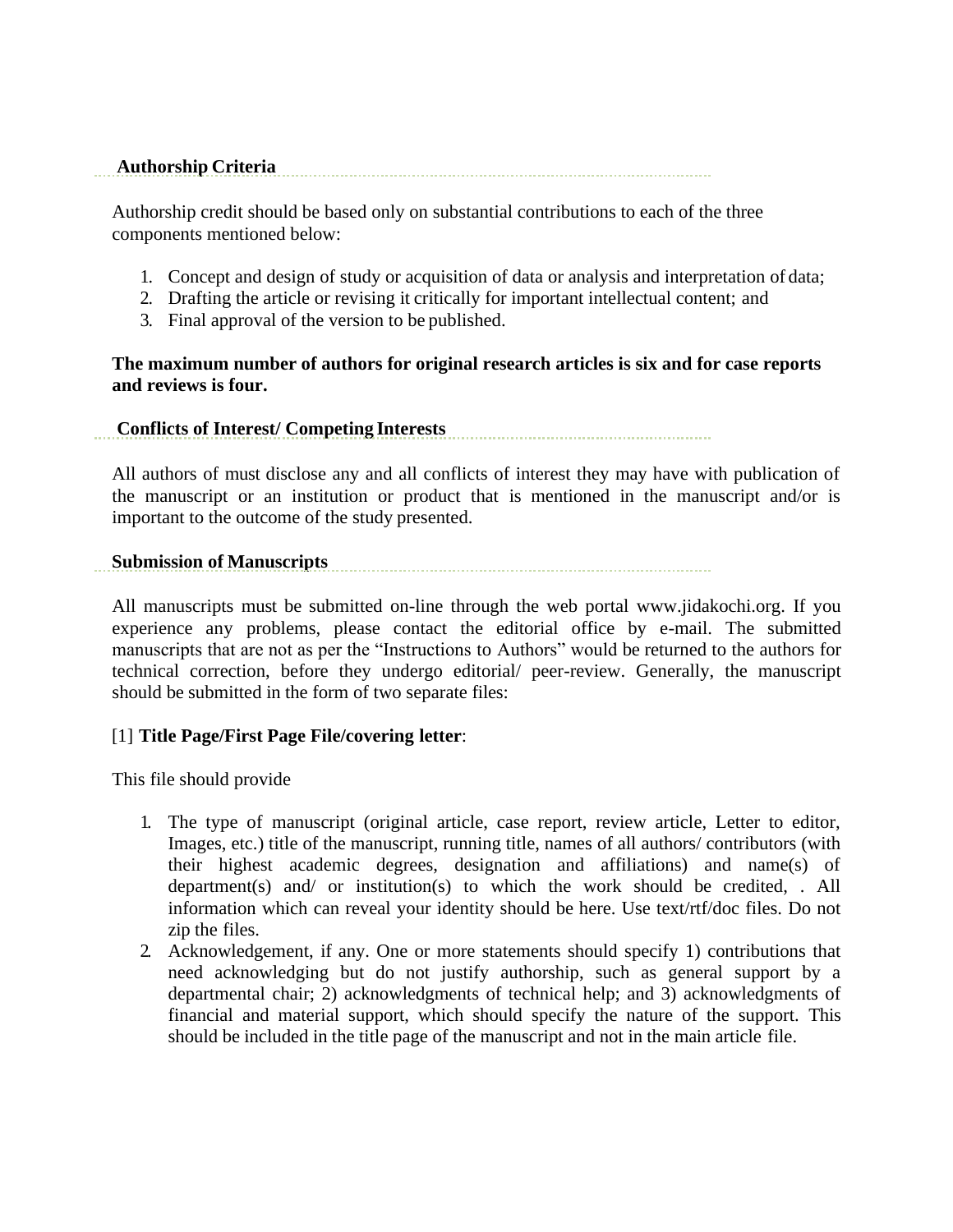## Authorship Criteria

Authorship credit should be based only on substantial contributions to each of the three components mentioned below:

1. Concept and design of study or acquisition of data or analysis and interpretation of data;
2. Drafting the article or revising it critically for important intellectual content; and
3. Final approval of the version to be published.

**The maximum number of authors for original research articles is six and for case reports and reviews is four.**

## Conflicts of Interest/ Competing Interests

All authors of must disclose any and all conflicts of interest they may have with publication of the manuscript or an institution or product that is mentioned in the manuscript and/or is important to the outcome of the study presented.

## Submission of Manuscripts

All manuscripts must be submitted on-line through the web portal www.jidakochi.org. If you experience any problems, please contact the editorial office by e-mail. The submitted manuscripts that are not as per the “Instructions to Authors” would be returned to the authors for technical correction, before they undergo editorial/ peer-review. Generally, the manuscript should be submitted in the form of two separate files:

[1] **Title Page/First Page File/covering letter**:

This file should provide

1. The type of manuscript (original article, case report, review article, Letter to editor, Images, etc.) title of the manuscript, running title, names of all authors/ contributors (with their highest academic degrees, designation and affiliations) and name(s) of department(s) and/ or institution(s) to which the work should be credited, . All information which can reveal your identity should be here. Use text/rtf/doc files. Do not zip the files.
2. Acknowledgement, if any. One or more statements should specify 1) contributions that need acknowledging but do not justify authorship, such as general support by a departmental chair; 2) acknowledgments of technical help; and 3) acknowledgments of financial and material support, which should specify the nature of the support. This should be included in the title page of the manuscript and not in the main article file.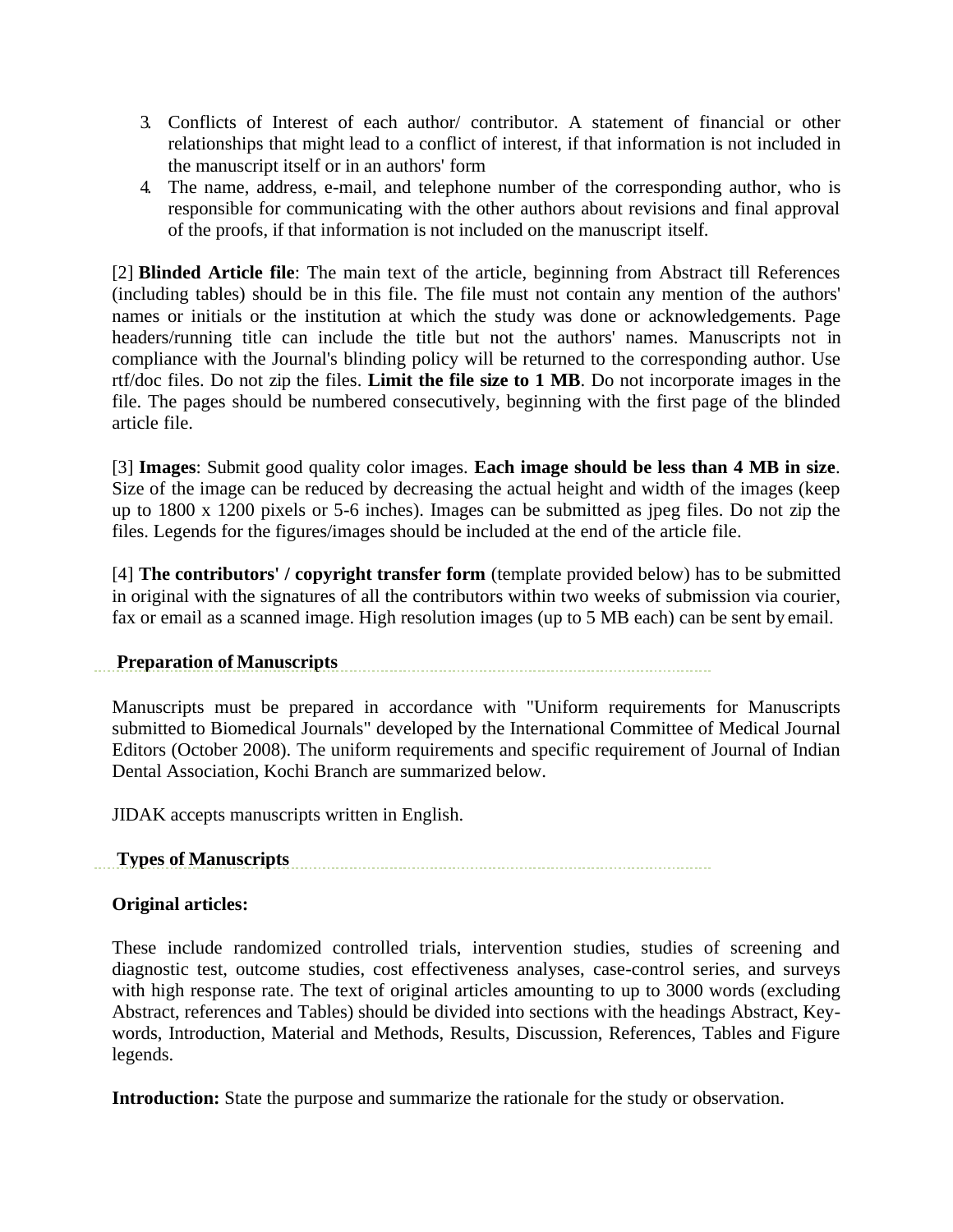3. Conflicts of Interest of each author/ contributor. A statement of financial or other relationships that might lead to a conflict of interest, if that information is not included in the manuscript itself or in an authors' form
4. The name, address, e-mail, and telephone number of the corresponding author, who is responsible for communicating with the other authors about revisions and final approval of the proofs, if that information is not included on the manuscript itself.

[2] **Blinded Article file**: The main text of the article, beginning from Abstract till References (including tables) should be in this file. The file must not contain any mention of the authors' names or initials or the institution at which the study was done or acknowledgements. Page headers/running title can include the title but not the authors' names. Manuscripts not in compliance with the Journal's blinding policy will be returned to the corresponding author. Use rtf/doc files. Do not zip the files. **Limit the file size to 1 MB**. Do not incorporate images in the file. The pages should be numbered consecutively, beginning with the first page of the blinded article file.

[3] **Images**: Submit good quality color images. **Each image should be less than 4 MB in size**. Size of the image can be reduced by decreasing the actual height and width of the images (keep up to 1800 x 1200 pixels or 5-6 inches). Images can be submitted as jpeg files. Do not zip the files. Legends for the figures/images should be included at the end of the article file.

[4] **The contributors' / copyright transfer form** (template provided below) has to be submitted in original with the signatures of all the contributors within two weeks of submission via courier, fax or email as a scanned image. High resolution images (up to 5 MB each) can be sent by email.

## Preparation of Manuscripts

Manuscripts must be prepared in accordance with "Uniform requirements for Manuscripts submitted to Biomedical Journals" developed by the International Committee of Medical Journal Editors (October 2008). The uniform requirements and specific requirement of Journal of Indian Dental Association, Kochi Branch are summarized below.

JIDAK accepts manuscripts written in English.

## Types of Manuscripts

### Original articles:

These include randomized controlled trials, intervention studies, studies of screening and diagnostic test, outcome studies, cost effectiveness analyses, case-control series, and surveys with high response rate. The text of original articles amounting to up to 3000 words (excluding Abstract, references and Tables) should be divided into sections with the headings Abstract, Key-words, Introduction, Material and Methods, Results, Discussion, References, Tables and Figure legends.

**Introduction:** State the purpose and summarize the rationale for the study or observation.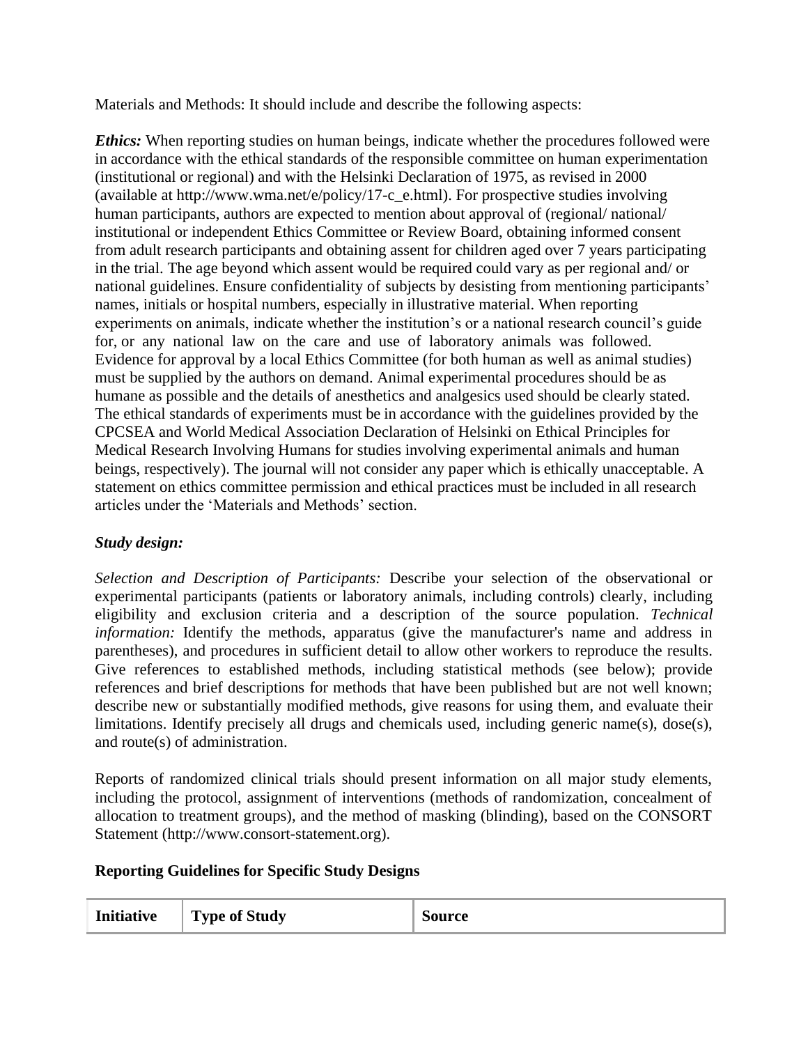Materials and Methods: It should include and describe the following aspects:

***Ethics:*** When reporting studies on human beings, indicate whether the procedures followed were in accordance with the ethical standards of the responsible committee on human experimentation (institutional or regional) and with the Helsinki Declaration of 1975, as revised in 2000 (available at http://www.wma.net/e/policy/17-c_e.html). For prospective studies involving human participants, authors are expected to mention about approval of (regional/ national/ institutional or independent Ethics Committee or Review Board, obtaining informed consent from adult research participants and obtaining assent for children aged over 7 years participating in the trial. The age beyond which assent would be required could vary as per regional and/ or national guidelines. Ensure confidentiality of subjects by desisting from mentioning participants' names, initials or hospital numbers, especially in illustrative material. When reporting experiments on animals, indicate whether the institution's or a national research council's guide for, or any national law on the care and use of laboratory animals was followed. Evidence for approval by a local Ethics Committee (for both human as well as animal studies) must be supplied by the authors on demand. Animal experimental procedures should be as humane as possible and the details of anesthetics and analgesics used should be clearly stated. The ethical standards of experiments must be in accordance with the guidelines provided by the CPCSEA and World Medical Association Declaration of Helsinki on Ethical Principles for Medical Research Involving Humans for studies involving experimental animals and human beings, respectively). The journal will not consider any paper which is ethically unacceptable. A statement on ethics committee permission and ethical practices must be included in all research articles under the 'Materials and Methods' section.

***Study design:***

*Selection and Description of Participants:* Describe your selection of the observational or experimental participants (patients or laboratory animals, including controls) clearly, including eligibility and exclusion criteria and a description of the source population. *Technical information:* Identify the methods, apparatus (give the manufacturer's name and address in parentheses), and procedures in sufficient detail to allow other workers to reproduce the results. Give references to established methods, including statistical methods (see below); provide references and brief descriptions for methods that have been published but are not well known; describe new or substantially modified methods, give reasons for using them, and evaluate their limitations. Identify precisely all drugs and chemicals used, including generic name(s), dose(s), and route(s) of administration.

Reports of randomized clinical trials should present information on all major study elements, including the protocol, assignment of interventions (methods of randomization, concealment of allocation to treatment groups), and the method of masking (blinding), based on the CONSORT Statement (http://www.consort-statement.org).

**Reporting Guidelines for Specific Study Designs**

| **Initiative** | **Type of Study** | **Source** |
|---|---|---|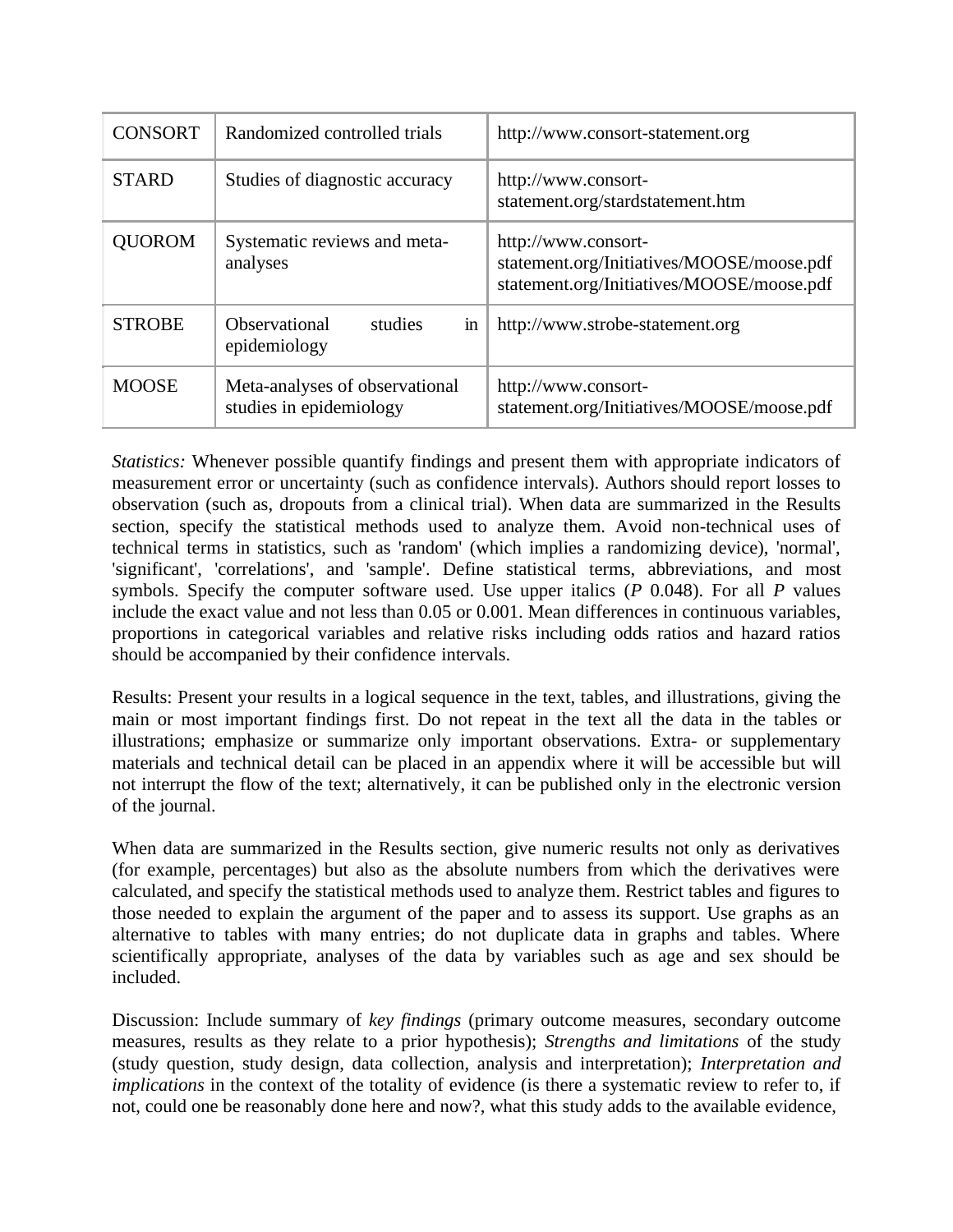| CONSORT | Randomized controlled trials | http://www.consort-statement.org |
|---|---|---|
| STARD | Studies of diagnostic accuracy | http://www.consort-statement.org/stardstatement.htm |
| QUOROM | Systematic reviews and meta-analyses | http://www.consort-statement.org/Initiatives/MOOSE/moose.pdf statement.org/Initiatives/MOOSE/moose.pdf |
| STROBE | Observational studies in epidemiology | http://www.strobe-statement.org |
| MOOSE | Meta-analyses of observational studies in epidemiology | http://www.consort-statement.org/Initiatives/MOOSE/moose.pdf |

*Statistics:* Whenever possible quantify findings and present them with appropriate indicators of measurement error or uncertainty (such as confidence intervals). Authors should report losses to observation (such as, dropouts from a clinical trial). When data are summarized in the Results section, specify the statistical methods used to analyze them. Avoid non-technical uses of technical terms in statistics, such as 'random' (which implies a randomizing device), 'normal', 'significant', 'correlations', and 'sample'. Define statistical terms, abbreviations, and most symbols. Specify the computer software used. Use upper italics (*P* 0.048). For all *P* values include the exact value and not less than 0.05 or 0.001. Mean differences in continuous variables, proportions in categorical variables and relative risks including odds ratios and hazard ratios should be accompanied by their confidence intervals.

Results: Present your results in a logical sequence in the text, tables, and illustrations, giving the main or most important findings first. Do not repeat in the text all the data in the tables or illustrations; emphasize or summarize only important observations. Extra- or supplementary materials and technical detail can be placed in an appendix where it will be accessible but will not interrupt the flow of the text; alternatively, it can be published only in the electronic version of the journal.

When data are summarized in the Results section, give numeric results not only as derivatives (for example, percentages) but also as the absolute numbers from which the derivatives were calculated, and specify the statistical methods used to analyze them. Restrict tables and figures to those needed to explain the argument of the paper and to assess its support. Use graphs as an alternative to tables with many entries; do not duplicate data in graphs and tables. Where scientifically appropriate, analyses of the data by variables such as age and sex should be included.

Discussion: Include summary of *key findings* (primary outcome measures, secondary outcome measures, results as they relate to a prior hypothesis); *Strengths and limitations* of the study (study question, study design, data collection, analysis and interpretation); *Interpretation and implications* in the context of the totality of evidence (is there a systematic review to refer to, if not, could one be reasonably done here and now?, what this study adds to the available evidence,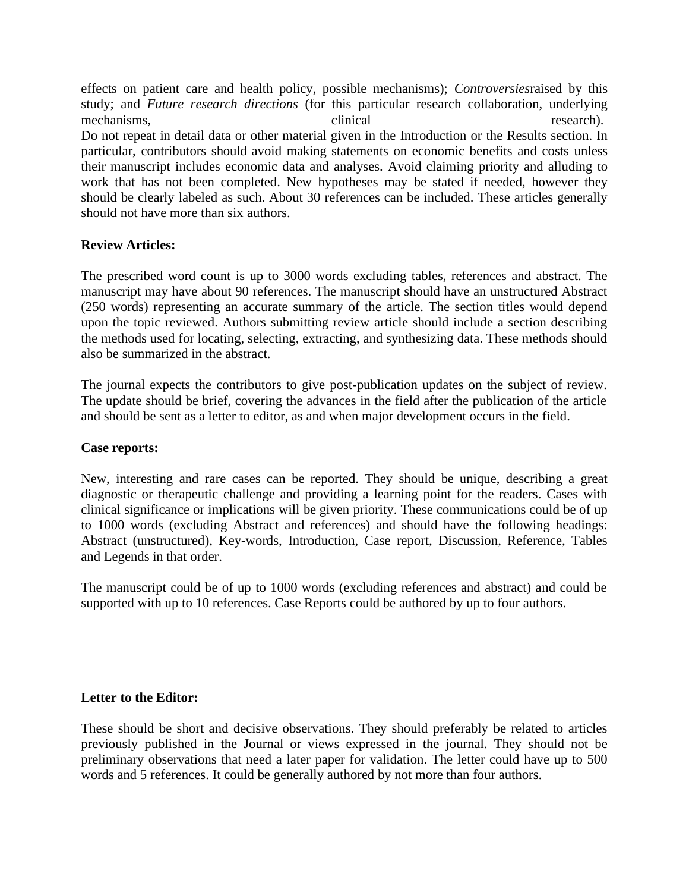effects on patient care and health policy, possible mechanisms); *Controversies*raised by this study; and *Future research directions* (for this particular research collaboration, underlying mechanisms, clinical research).
Do not repeat in detail data or other material given in the Introduction or the Results section. In particular, contributors should avoid making statements on economic benefits and costs unless their manuscript includes economic data and analyses. Avoid claiming priority and alluding to work that has not been completed. New hypotheses may be stated if needed, however they should be clearly labeled as such. About 30 references can be included. These articles generally should not have more than six authors.

**Review Articles:**

The prescribed word count is up to 3000 words excluding tables, references and abstract. The manuscript may have about 90 references. The manuscript should have an unstructured Abstract (250 words) representing an accurate summary of the article. The section titles would depend upon the topic reviewed. Authors submitting review article should include a section describing the methods used for locating, selecting, extracting, and synthesizing data. These methods should also be summarized in the abstract.

The journal expects the contributors to give post-publication updates on the subject of review. The update should be brief, covering the advances in the field after the publication of the article and should be sent as a letter to editor, as and when major development occurs in the field.

**Case reports:**

New, interesting and rare cases can be reported. They should be unique, describing a great diagnostic or therapeutic challenge and providing a learning point for the readers. Cases with clinical significance or implications will be given priority. These communications could be of up to 1000 words (excluding Abstract and references) and should have the following headings: Abstract (unstructured), Key-words, Introduction, Case report, Discussion, Reference, Tables and Legends in that order.

The manuscript could be of up to 1000 words (excluding references and abstract) and could be supported with up to 10 references. Case Reports could be authored by up to four authors.

**Letter to the Editor:**

These should be short and decisive observations. They should preferably be related to articles previously published in the Journal or views expressed in the journal. They should not be preliminary observations that need a later paper for validation. The letter could have up to 500 words and 5 references. It could be generally authored by not more than four authors.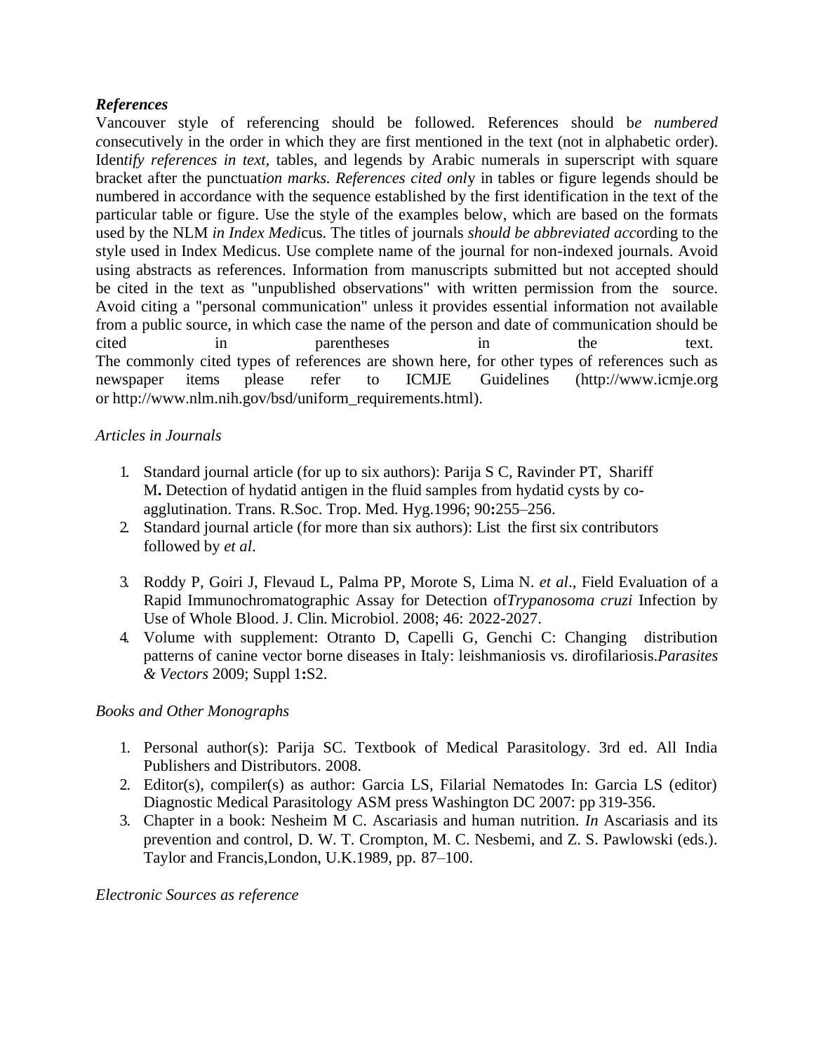***References***

Vancouver style of referencing should be followed. References should b*e numbered c*onsecutively in the order in which they are first mentioned in the text (not in alphabetic order). Iden*tify references in text*, tables, and legends by Arabic numerals in superscript with square bracket after the punctuat*ion marks. References cited onl*y in tables or figure legends should be numbered in accordance with the sequence established by the first identification in the text of the particular table or figure. Use the style of the examples below, which are based on the formats used by the NLM *in Index Medi*cus. The titles of journals *should be abbreviated acc*ording to the style used in Index Medicus. Use complete name of the journal for non-indexed journals. Avoid using abstracts as references. Information from manuscripts submitted but not accepted should be cited in the text as "unpublished observations" with written permission from the source. Avoid citing a "personal communication" unless it provides essential information not available from a public source, in which case the name of the person and date of communication should be cited in parentheses in the text.
The commonly cited types of references are shown here, for other types of references such as newspaper items please refer to ICMJE Guidelines (http://www.icmje.org or http://www.nlm.nih.gov/bsd/uniform_requirements.html).

*Articles in Journals*

1. Standard journal article (for up to six authors): Parija S C, Ravinder PT, Shariff M**.** Detection of hydatid antigen in the fluid samples from hydatid cysts by co-agglutination. Trans. R.Soc. Trop. Med. Hyg.1996; 90**:**255–256.
2. Standard journal article (for more than six authors): List the first six contributors followed by *et al*.

3. Roddy P, Goiri J, Flevaud L, Palma PP, Morote S, Lima N. *et al*., Field Evaluation of a Rapid Immunochromatographic Assay for Detection of*Trypanosoma cruzi* Infection by Use of Whole Blood. J. Clin. Microbiol. 2008; 46: 2022-2027.
4. Volume with supplement: Otranto D, Capelli G, Genchi C: Changing distribution patterns of canine vector borne diseases in Italy: leishmaniosis vs. dirofilariosis.*Parasites & Vectors* 2009; Suppl 1**:**S2.

*Books and Other Monographs*

1. Personal author(s): Parija SC. Textbook of Medical Parasitology. 3rd ed. All India Publishers and Distributors. 2008.
2. Editor(s), compiler(s) as author: Garcia LS, Filarial Nematodes In: Garcia LS (editor) Diagnostic Medical Parasitology ASM press Washington DC 2007: pp 319-356.
3. Chapter in a book: Nesheim M C. Ascariasis and human nutrition. *In* Ascariasis and its prevention and control, D. W. T. Crompton, M. C. Nesbemi, and Z. S. Pawlowski (eds.). Taylor and Francis,London, U.K.1989, pp. 87–100.

*Electronic Sources as reference*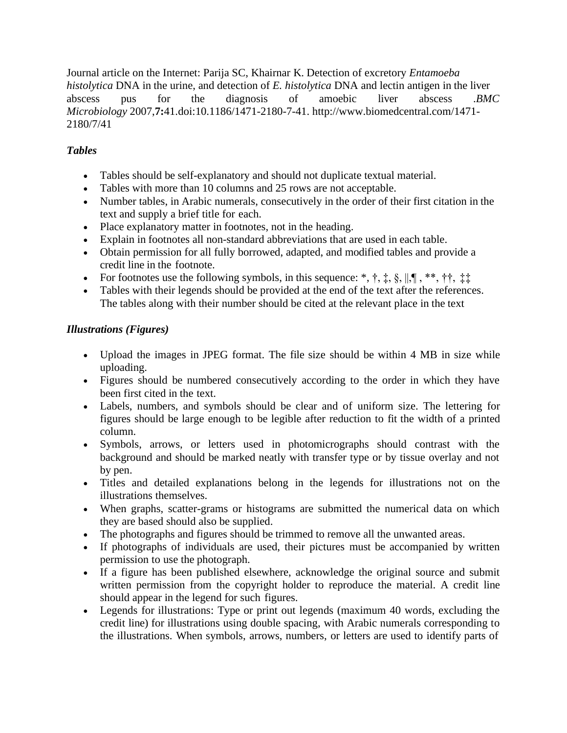Journal article on the Internet: Parija SC, Khairnar K. Detection of excretory *Entamoeba histolytica* DNA in the urine, and detection of *E. histolytica* DNA and lectin antigen in the liver abscess pus for the diagnosis of amoebic liver abscess .*BMC Microbiology* 2007,**7:**41.doi:10.1186/1471-2180-7-41. http://www.biomedcentral.com/1471-2180/7/41

***Tables***

- Tables should be self-explanatory and should not duplicate textual material.
- Tables with more than 10 columns and 25 rows are not acceptable.
- Number tables, in Arabic numerals, consecutively in the order of their first citation in the text and supply a brief title for each.
- Place explanatory matter in footnotes, not in the heading.
- Explain in footnotes all non-standard abbreviations that are used in each table.
- Obtain permission for all fully borrowed, adapted, and modified tables and provide a credit line in the footnote.
- For footnotes use the following symbols, in this sequence: *, †, ‡, §, ||,¶ , **, ††, ‡‡
- Tables with their legends should be provided at the end of the text after the references. The tables along with their number should be cited at the relevant place in the text

***Illustrations (Figures)***

- Upload the images in JPEG format. The file size should be within 4 MB in size while uploading.
- Figures should be numbered consecutively according to the order in which they have been first cited in the text.
- Labels, numbers, and symbols should be clear and of uniform size. The lettering for figures should be large enough to be legible after reduction to fit the width of a printed column.
- Symbols, arrows, or letters used in photomicrographs should contrast with the background and should be marked neatly with transfer type or by tissue overlay and not by pen.
- Titles and detailed explanations belong in the legends for illustrations not on the illustrations themselves.
- When graphs, scatter-grams or histograms are submitted the numerical data on which they are based should also be supplied.
- The photographs and figures should be trimmed to remove all the unwanted areas.
- If photographs of individuals are used, their pictures must be accompanied by written permission to use the photograph.
- If a figure has been published elsewhere, acknowledge the original source and submit written permission from the copyright holder to reproduce the material. A credit line should appear in the legend for such figures.
- Legends for illustrations: Type or print out legends (maximum 40 words, excluding the credit line) for illustrations using double spacing, with Arabic numerals corresponding to the illustrations. When symbols, arrows, numbers, or letters are used to identify parts of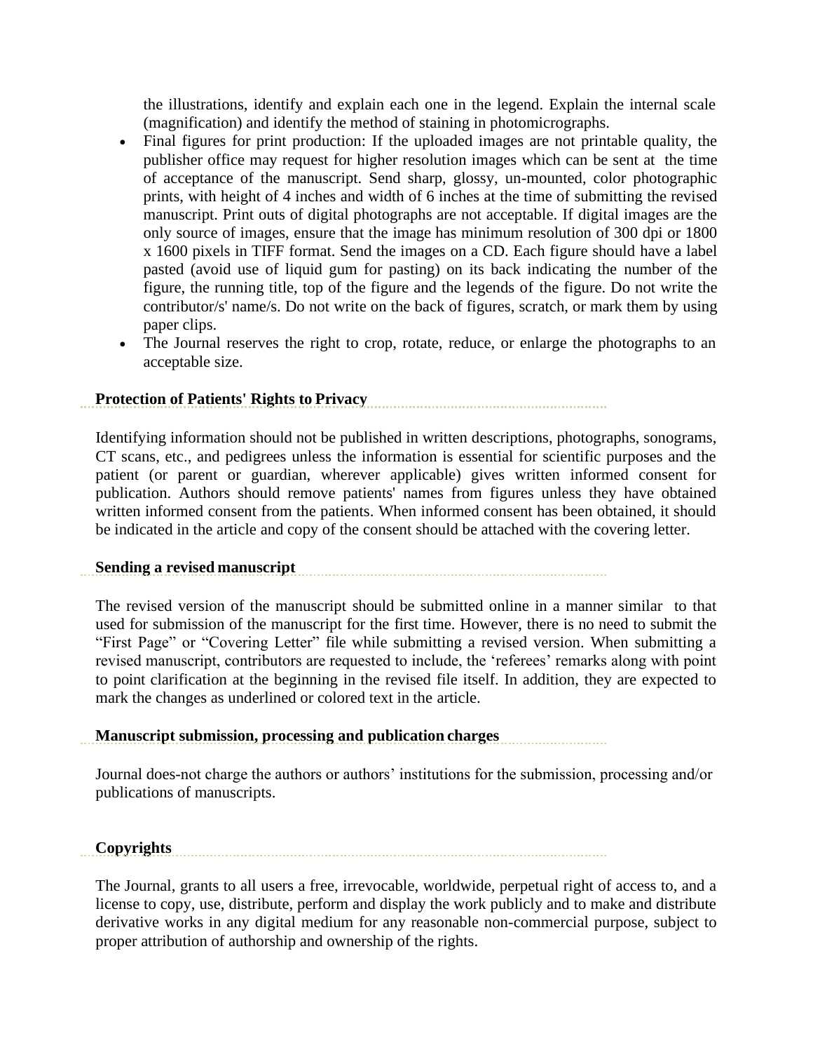the illustrations, identify and explain each one in the legend. Explain the internal scale (magnification) and identify the method of staining in photomicrographs.

- Final figures for print production: If the uploaded images are not printable quality, the publisher office may request for higher resolution images which can be sent at the time of acceptance of the manuscript. Send sharp, glossy, un-mounted, color photographic prints, with height of 4 inches and width of 6 inches at the time of submitting the revised manuscript. Print outs of digital photographs are not acceptable. If digital images are the only source of images, ensure that the image has minimum resolution of 300 dpi or 1800 x 1600 pixels in TIFF format. Send the images on a CD. Each figure should have a label pasted (avoid use of liquid gum for pasting) on its back indicating the number of the figure, the running title, top of the figure and the legends of the figure. Do not write the contributor/s' name/s. Do not write on the back of figures, scratch, or mark them by using paper clips.
- The Journal reserves the right to crop, rotate, reduce, or enlarge the photographs to an acceptable size.

## Protection of Patients' Rights to Privacy

Identifying information should not be published in written descriptions, photographs, sonograms, CT scans, etc., and pedigrees unless the information is essential for scientific purposes and the patient (or parent or guardian, wherever applicable) gives written informed consent for publication. Authors should remove patients' names from figures unless they have obtained written informed consent from the patients. When informed consent has been obtained, it should be indicated in the article and copy of the consent should be attached with the covering letter.

## Sending a revised manuscript

The revised version of the manuscript should be submitted online in a manner similar to that used for submission of the manuscript for the first time. However, there is no need to submit the "First Page" or "Covering Letter" file while submitting a revised version. When submitting a revised manuscript, contributors are requested to include, the 'referees' remarks along with point to point clarification at the beginning in the revised file itself. In addition, they are expected to mark the changes as underlined or colored text in the article.

## Manuscript submission, processing and publication charges

Journal does-not charge the authors or authors' institutions for the submission, processing and/or publications of manuscripts.

## Copyrights

The Journal, grants to all users a free, irrevocable, worldwide, perpetual right of access to, and a license to copy, use, distribute, perform and display the work publicly and to make and distribute derivative works in any digital medium for any reasonable non-commercial purpose, subject to proper attribution of authorship and ownership of the rights.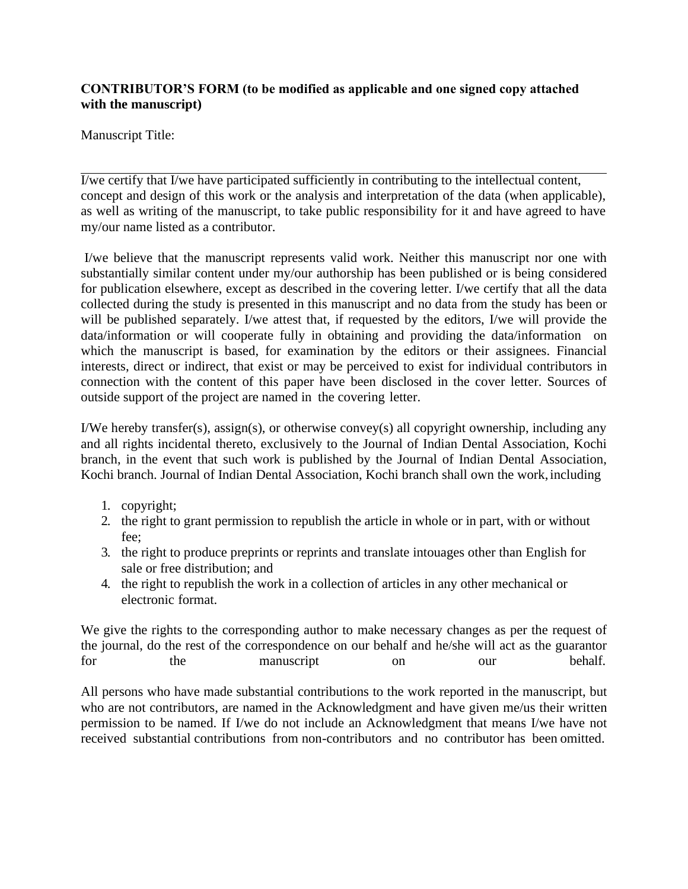**CONTRIBUTOR'S FORM (to be modified as applicable and one signed copy attached with the manuscript)**

Manuscript Title:

---

I/we certify that I/we have participated sufficiently in contributing to the intellectual content, concept and design of this work or the analysis and interpretation of the data (when applicable), as well as writing of the manuscript, to take public responsibility for it and have agreed to have my/our name listed as a contributor.

I/we believe that the manuscript represents valid work. Neither this manuscript nor one with substantially similar content under my/our authorship has been published or is being considered for publication elsewhere, except as described in the covering letter. I/we certify that all the data collected during the study is presented in this manuscript and no data from the study has been or will be published separately. I/we attest that, if requested by the editors, I/we will provide the data/information or will cooperate fully in obtaining and providing the data/information on which the manuscript is based, for examination by the editors or their assignees. Financial interests, direct or indirect, that exist or may be perceived to exist for individual contributors in connection with the content of this paper have been disclosed in the cover letter. Sources of outside support of the project are named in the covering letter.

I/We hereby transfer(s), assign(s), or otherwise convey(s) all copyright ownership, including any and all rights incidental thereto, exclusively to the Journal of Indian Dental Association, Kochi branch, in the event that such work is published by the Journal of Indian Dental Association, Kochi branch. Journal of Indian Dental Association, Kochi branch shall own the work, including

1. copyright;
2. the right to grant permission to republish the article in whole or in part, with or without fee;
3. the right to produce preprints or reprints and translate intouages other than English for sale or free distribution; and
4. the right to republish the work in a collection of articles in any other mechanical or electronic format.

We give the rights to the corresponding author to make necessary changes as per the request of the journal, do the rest of the correspondence on our behalf and he/she will act as the guarantor for the manuscript on our behalf.

All persons who have made substantial contributions to the work reported in the manuscript, but who are not contributors, are named in the Acknowledgment and have given me/us their written permission to be named. If I/we do not include an Acknowledgment that means I/we have not received substantial contributions from non-contributors and no contributor has been omitted.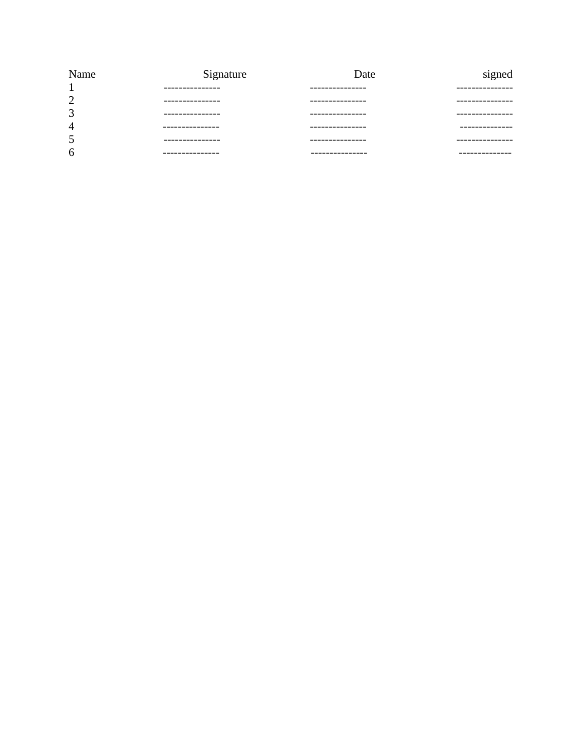| Name | Signature | Date | signed |
|---|---|---|---|
| 1 | --------------- | --------------- | --------------- |
| 2 | --------------- | --------------- | --------------- |
| 3 | --------------- | --------------- | --------------- |
| 4 | --------------- | --------------- | -------------- |
| 5 | --------------- | --------------- | --------------- |
| 6 | --------------- | --------------- | -------------- |